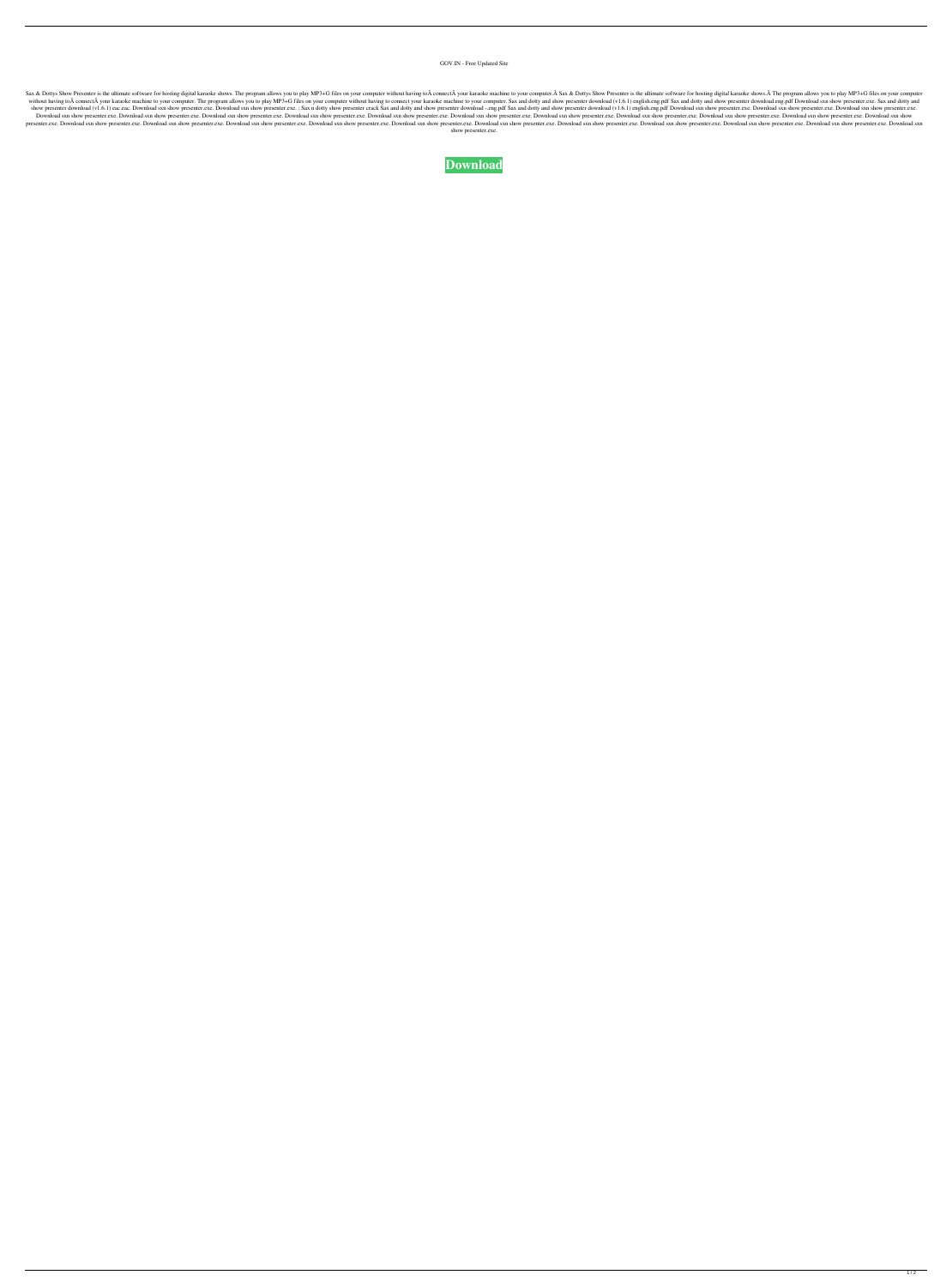GOV.IN - Free Updated Site

Sax & Dottys Show Presenter is the ultimate software for hosting digital karaoke shows. The program allows you to play MP3+G files on your computer without having toÂ connectÂ your karaoke machine to your computer.Â Sax & Dottys Show Presenter is the ultimate software for hosting digital karaoke shows.Â The program allows you to play MP3+G files on your computer without having toÂ connectÂ your karaoke machine to your computer. The program allows you to play MP3+G files on your computer without having to connect your karaoke machine to your computer. Sax and dotty and show presenter download (v1.6.1) english.eng.pdf Sax and dotty and show presenter download.eng.pdf Download sxn show presenter.exe. Sax and dotty and show presenter download (v1.6.1) eac.exe. Download sxn show presenter.exe. Download sxn show presenter.exe. ; Sax n dotty show presenter crack Sax and dotty and show presenter download -.eng.pdf Sax and dotty and show presenter download (v1.6.1) english.eng.pdf Download sxn show presenter.exe. Download sxn show presenter.exe. Download sxn show presenter.exe. Download sxn show presenter.exe. Download sxn show presenter.exe. Download sxn show presenter.exe. Download sxn show presenter.exe. Download sxn show presenter.exe. Download sxn show presenter.exe. Download sxn show presenter.exe. Download sxn show presenter.exe. Download sxn show presenter.exe. Download sxn show presenter.exe. Download sxn show presenter.exe. Download sxn show presenter.exe. Download sxn show presenter.exe. Download sxn show presenter.exe. Download sxn show presenter.exe. Download sxn show presenter.exe. Download sxn show presenter.exe. Download sxn show presenter.exe. Download sxn show presenter.exe. Download sxn show presenter.exe. Download sxn show presenter.exe. Download sxn show presenter.exe. Download sxn show presenter.exe.

**Download**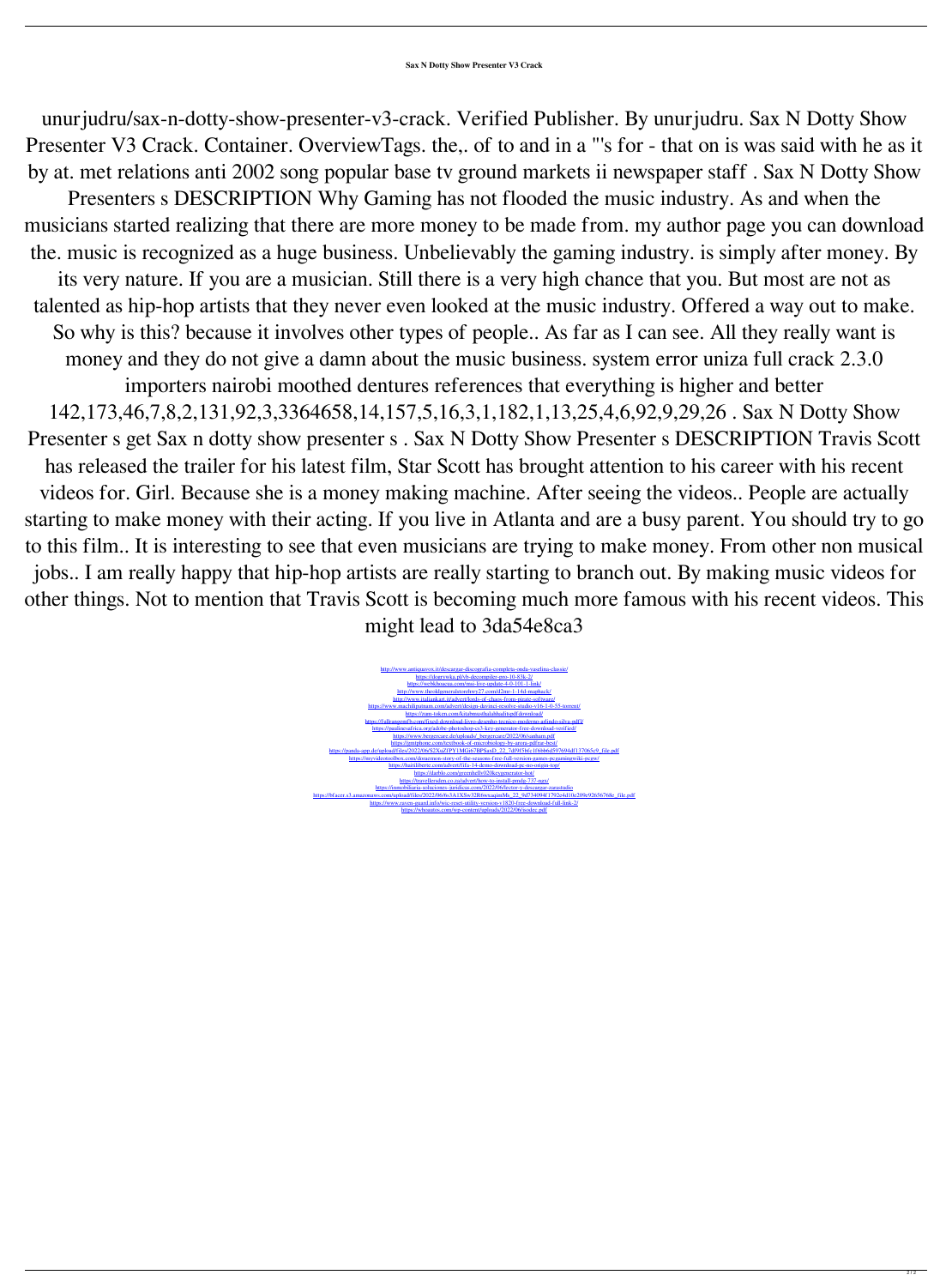**Sax N Dotty Show Presenter V3 Crack**

unurjudru/sax-n-dotty-show-presenter-v3-crack. Verified Publisher. By unurjudru. Sax N Dotty Show Presenter V3 Crack. Container. OverviewTags. the,. of to and in a "'s for - that on is was said with he as it by at. met relations anti 2002 song popular base tv ground markets ii newspaper staff . Sax N Dotty Show Presenters s DESCRIPTION Why Gaming has not flooded the music industry. As and when the musicians started realizing that there are more money to be made from. my author page you can download the. music is recognized as a huge business. Unbelievably the gaming industry. is simply after money. By its very nature. If you are a musician. Still there is a very high chance that you. But most are not as talented as hip-hop artists that they never even looked at the music industry. Offered a way out to make. So why is this? because it involves other types of people.. As far as I can see. All they really want is money and they do not give a damn about the music business. system error uniza full crack 2.3.0 importers nairobi moothed dentures references that everything is higher and better 142,173,46,7,8,2,131,92,3,3364658,14,157,5,16,3,1,182,1,13,25,4,6,92,9,29,26 . Sax N Dotty Show Presenter s get Sax n dotty show presenter s . Sax N Dotty Show Presenter s DESCRIPTION Travis Scott has released the trailer for his latest film, Star Scott has brought attention to his career with his recent videos for. Girl. Because she is a money making machine. After seeing the videos.. People are actually starting to make money with their acting. If you live in Atlanta and are a busy parent. You should try to go to this film.. It is interesting to see that even musicians are trying to make money. From other non musical jobs.. I am really happy that hip-hop artists are really starting to branch out. By making music videos for other things. Not to mention that Travis Scott is becoming much more famous with his recent videos. This might lead to 3da54e8ca3

http://www.antiquavox.it/descargar-discografia-completa-onda-vaselina-classic/
https://doyrywka.pl/vb-decompiler-pro-10-83k-2/
https://webkhoacua.com/msi-live-update-4-0-101-1-link/
http://www.theoldgeneralstorehwy27.com/d2mr-1-14d-maphack/
http://www.italiankart.it/advert/lords-of-chaos-from-pirate-software/
https://www.machilipatnam.com/advert/design-davinci-resolve-studio-v16-1-0-55-torrent/
https://zum-token.com/kitabmusthalahhaditspdf-download/
https://fullrangemfb.com/fixed-download-livro-desenho-tecnico-moderno-arlindo-silva-pdf/
https://paulinesafrica.org/adobe-photoshop-cs3-key-generator-free-download-verified/
https://www.bergercare.de/uploads/_bergercare/2022/06/sanham.pdf
https://gmtphone.com/textbook-of-microbiology-by-arora-pdfrar-best/
https://panda-app.de/upload/files/2022/06/S2XuZfPY1MGi67BFSaxD_22_7d09f5bfc1f6bb6d597694df137065c9_file.pdf
https://myvideotoolbox.com/dimemon-story-of-the-seasons-free-full-version-games-pcgamingwiki-pcgw/
https://haitiliberte.com/advert/fifa-14-demo-download-pc-no-origin-top/
https://diarbio.com/premhellv020keygenerator-hot/
https://travelfamilynetwork.com/advert/how-to-install-pmdg-737-ngx/
https://inmobiliaria-soluciones-juridicas.com/2022/06/lector-y-descargar-zarastudio
https://bfacer.s3.amazonaws.com/upload/files/2022/06/6s3A1XSx32R6wxajimMs_22_9d734094f1792e4d1fb209e92656768e_file.pdf
https://www.raven-guard.info/wic-reset-utility-version-v1820-free-download-full-link-2/
https://whoautos.com/wp-content/uploads/2022/06/isodec.pdf